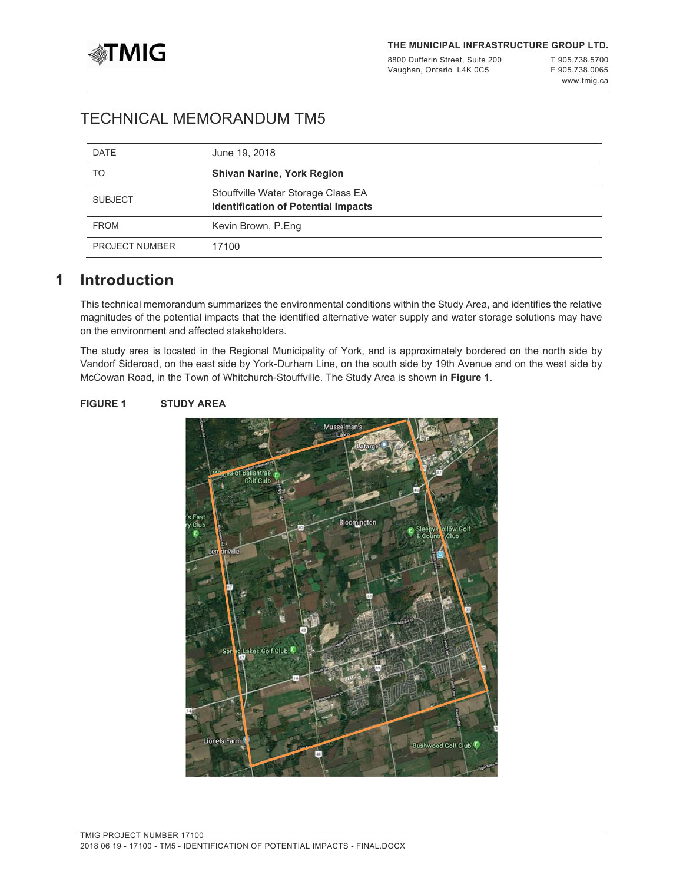**THE MUNICIPAL INFRASTRUCTURE GROUP LTD.**

8800 Dufferin Street, Suite 200
Vaughan, Ontario L4K 0C5

T 905.738.5700
F 905.738.0065
www.tmig.ca

# TECHNICAL MEMORANDUM TM5

| | |
|---|---|
| DATE | June 19, 2018 |
| TO | **Shivan Narine, York Region** |
| SUBJECT | Stouffville Water Storage Class EA **Identification of Potential Impacts** |
| FROM | Kevin Brown, P.Eng |
| PROJECT NUMBER | 17100 |

## 1 Introduction

This technical memorandum summarizes the environmental conditions within the Study Area, and identifies the relative magnitudes of the potential impacts that the identified alternative water supply and water storage solutions may have on the environment and affected stakeholders.

The study area is located in the Regional Municipality of York, and is approximately bordered on the north side by Vandorf Sideroad, on the east side by York-Durham Line, on the south side by 19th Avenue and on the west side by McCowan Road, in the Town of Whitchurch-Stouffville. The Study Area is shown in **Figure 1**.

**FIGURE 1 STUDY AREA**

Musselman's Lake
Lafarge
Maples of Ballantrae Golf Club
Bloomington
Sleepy Hollow Golf & Country Club
Lemonville
Spring Lakes Golf Club
Lionels Farm
Bushwood Golf Club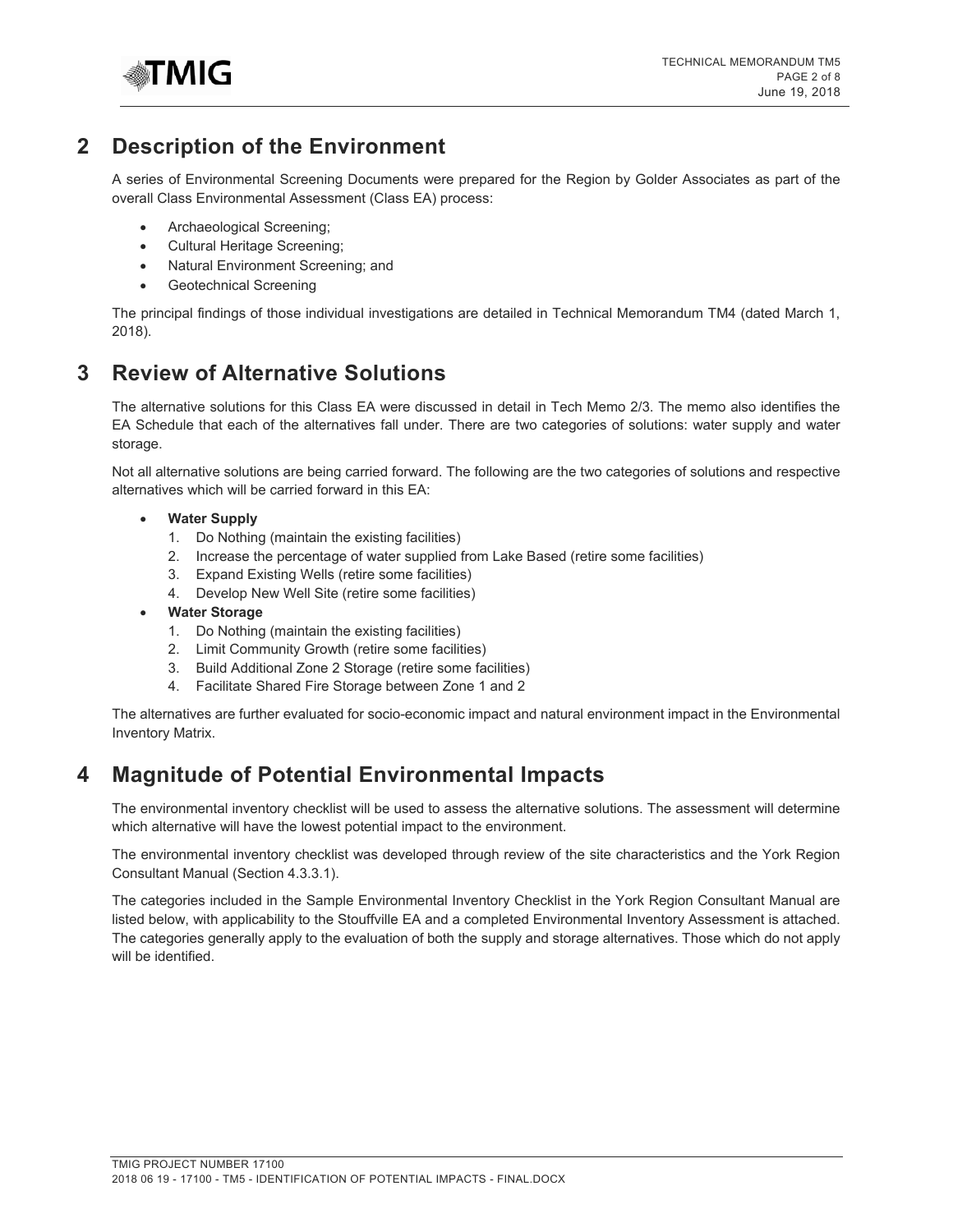## 2 Description of the Environment

A series of Environmental Screening Documents were prepared for the Region by Golder Associates as part of the overall Class Environmental Assessment (Class EA) process:

- Archaeological Screening;
- Cultural Heritage Screening;
- Natural Environment Screening; and
- Geotechnical Screening

The principal findings of those individual investigations are detailed in Technical Memorandum TM4 (dated March 1, 2018).

## 3 Review of Alternative Solutions

The alternative solutions for this Class EA were discussed in detail in Tech Memo 2/3. The memo also identifies the EA Schedule that each of the alternatives fall under. There are two categories of solutions: water supply and water storage.

Not all alternative solutions are being carried forward. The following are the two categories of solutions and respective alternatives which will be carried forward in this EA:

- **Water Supply**
  1. Do Nothing (maintain the existing facilities)
  2. Increase the percentage of water supplied from Lake Based (retire some facilities)
  3. Expand Existing Wells (retire some facilities)
  4. Develop New Well Site (retire some facilities)
- **Water Storage**
  1. Do Nothing (maintain the existing facilities)
  2. Limit Community Growth (retire some facilities)
  3. Build Additional Zone 2 Storage (retire some facilities)
  4. Facilitate Shared Fire Storage between Zone 1 and 2

The alternatives are further evaluated for socio-economic impact and natural environment impact in the Environmental Inventory Matrix.

## 4 Magnitude of Potential Environmental Impacts

The environmental inventory checklist will be used to assess the alternative solutions. The assessment will determine which alternative will have the lowest potential impact to the environment.

The environmental inventory checklist was developed through review of the site characteristics and the York Region Consultant Manual (Section 4.3.3.1).

The categories included in the Sample Environmental Inventory Checklist in the York Region Consultant Manual are listed below, with applicability to the Stouffville EA and a completed Environmental Inventory Assessment is attached. The categories generally apply to the evaluation of both the supply and storage alternatives. Those which do not apply will be identified.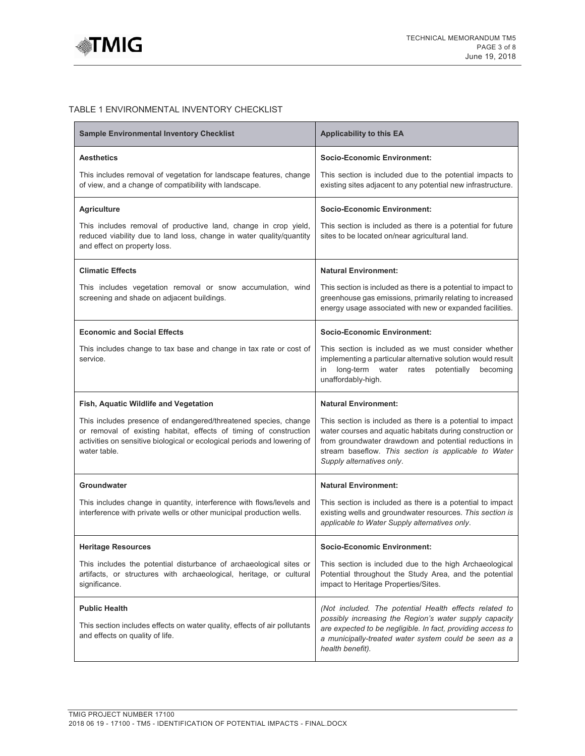TABLE 1 ENVIRONMENTAL INVENTORY CHECKLIST

| Sample Environmental Inventory Checklist | Applicability to this EA |
|---|---|
| **Aesthetics**<br><br>This includes removal of vegetation for landscape features, change of view, and a change of compatibility with landscape. | **Socio-Economic Environment:**<br><br>This section is included due to the potential impacts to existing sites adjacent to any potential new infrastructure. |
| **Agriculture**<br><br>This includes removal of productive land, change in crop yield, reduced viability due to land loss, change in water quality/quantity and effect on property loss. | **Socio-Economic Environment:**<br><br>This section is included as there is a potential for future sites to be located on/near agricultural land. |
| **Climatic Effects**<br><br>This includes vegetation removal or snow accumulation, wind screening and shade on adjacent buildings. | **Natural Environment:**<br><br>This section is included as there is a potential to impact to greenhouse gas emissions, primarily relating to increased energy usage associated with new or expanded facilities. |
| **Economic and Social Effects**<br><br>This includes change to tax base and change in tax rate or cost of service. | **Socio-Economic Environment:**<br><br>This section is included as we must consider whether implementing a particular alternative solution would result in long-term water rates potentially becoming unaffordably-high. |
| **Fish, Aquatic Wildlife and Vegetation**<br><br>This includes presence of endangered/threatened species, change or removal of existing habitat, effects of timing of construction activities on sensitive biological or ecological periods and lowering of water table. | **Natural Environment:**<br><br>This section is included as there is a potential to impact water courses and aquatic habitats during construction or from groundwater drawdown and potential reductions in stream baseflow. *This section is applicable to Water Supply alternatives only*. |
| **Groundwater**<br><br>This includes change in quantity, interference with flows/levels and interference with private wells or other municipal production wells. | **Natural Environment:**<br><br>This section is included as there is a potential to impact existing wells and groundwater resources. *This section is applicable to Water Supply alternatives only*. |
| **Heritage Resources**<br><br>This includes the potential disturbance of archaeological sites or artifacts, or structures with archaeological, heritage, or cultural significance. | **Socio-Economic Environment:**<br><br>This section is included due to the high Archaeological Potential throughout the Study Area, and the potential impact to Heritage Properties/Sites. |
| **Public Health**<br><br>This section includes effects on water quality, effects of air pollutants and effects on quality of life. | *(Not included. The potential Health effects related to possibly increasing the Region's water supply capacity are expected to be negligible. In fact, providing access to a municipally-treated water system could be seen as a health benefit).* |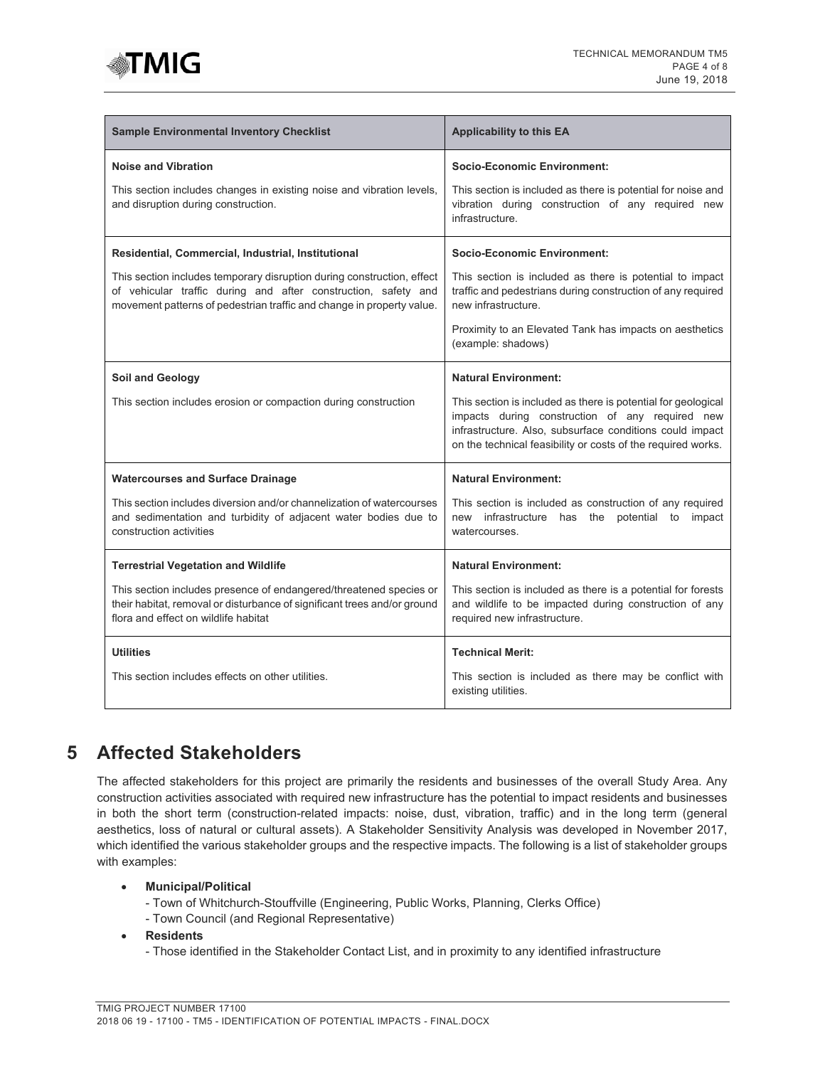| Sample Environmental Inventory Checklist | Applicability to this EA |
| --- | --- |
| **Noise and Vibration**<br><br>This section includes changes in existing noise and vibration levels, and disruption during construction. | **Socio-Economic Environment:**<br><br>This section is included as there is potential for noise and vibration during construction of any required new infrastructure. |
| **Residential, Commercial, Industrial, Institutional**<br><br>This section includes temporary disruption during construction, effect of vehicular traffic during and after construction, safety and movement patterns of pedestrian traffic and change in property value. | **Socio-Economic Environment:**<br><br>This section is included as there is potential to impact traffic and pedestrians during construction of any required new infrastructure.<br><br>Proximity to an Elevated Tank has impacts on aesthetics (example: shadows) |
| **Soil and Geology**<br><br>This section includes erosion or compaction during construction | **Natural Environment:**<br><br>This section is included as there is potential for geological impacts during construction of any required new infrastructure. Also, subsurface conditions could impact on the technical feasibility or costs of the required works. |
| **Watercourses and Surface Drainage**<br><br>This section includes diversion and/or channelization of watercourses and sedimentation and turbidity of adjacent water bodies due to construction activities | **Natural Environment:**<br><br>This section is included as construction of any required new infrastructure has the potential to impact watercourses. |
| **Terrestrial Vegetation and Wildlife**<br><br>This section includes presence of endangered/threatened species or their habitat, removal or disturbance of significant trees and/or ground flora and effect on wildlife habitat | **Natural Environment:**<br><br>This section is included as there is a potential for forests and wildlife to be impacted during construction of any required new infrastructure. |
| **Utilities**<br><br>This section includes effects on other utilities. | **Technical Merit:**<br><br>This section is included as there may be conflict with existing utilities. |

# 5 Affected Stakeholders

The affected stakeholders for this project are primarily the residents and businesses of the overall Study Area. Any construction activities associated with required new infrastructure has the potential to impact residents and businesses in both the short term (construction-related impacts: noise, dust, vibration, traffic) and in the long term (general aesthetics, loss of natural or cultural assets). A Stakeholder Sensitivity Analysis was developed in November 2017, which identified the various stakeholder groups and the respective impacts. The following is a list of stakeholder groups with examples:

- **Municipal/Political**
  - Town of Whitchurch-Stouffville (Engineering, Public Works, Planning, Clerks Office)
  - Town Council (and Regional Representative)
- **Residents**
  - Those identified in the Stakeholder Contact List, and in proximity to any identified infrastructure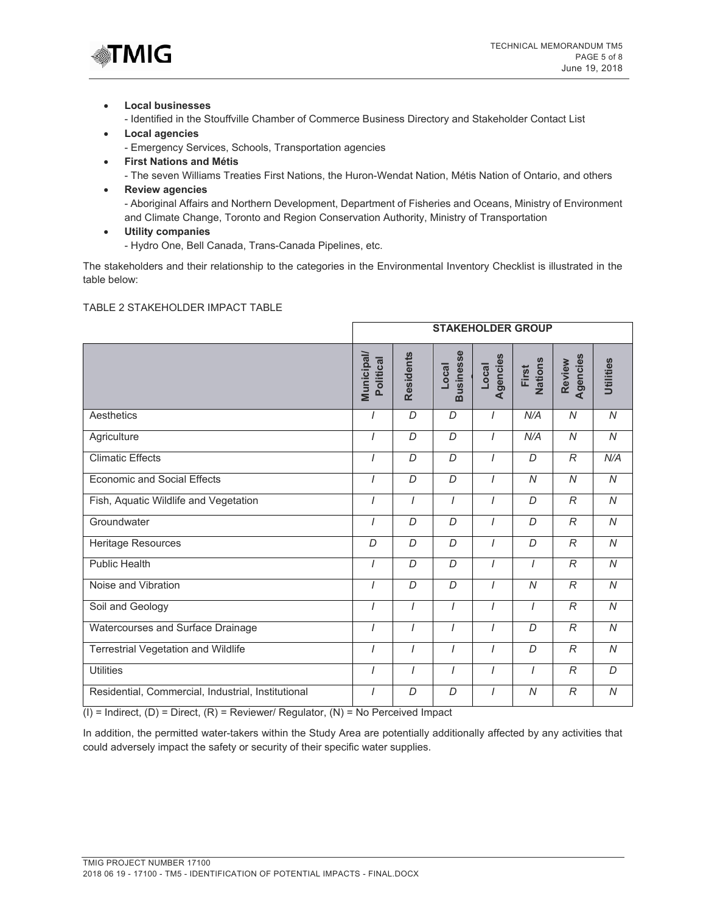- **Local businesses**
  - Identified in the Stouffville Chamber of Commerce Business Directory and Stakeholder Contact List
- **Local agencies**
  - Emergency Services, Schools, Transportation agencies
- **First Nations and Métis**
  - The seven Williams Treaties First Nations, the Huron-Wendat Nation, Métis Nation of Ontario, and others
- **Review agencies**
  - Aboriginal Affairs and Northern Development, Department of Fisheries and Oceans, Ministry of Environment and Climate Change, Toronto and Region Conservation Authority, Ministry of Transportation
- **Utility companies**
  - Hydro One, Bell Canada, Trans-Canada Pipelines, etc.

The stakeholders and their relationship to the categories in the Environmental Inventory Checklist is illustrated in the table below:

TABLE 2 STAKEHOLDER IMPACT TABLE

| | STAKEHOLDER GROUP | | | | | | |
|---|---|---|---|---|---|---|---|
| | **Municipal/ Political** | **Residents** | **Local Businesses** | **Local Agencies** | **First Nations** | **Review Agencies** | **Utilities** |
| Aesthetics | *I* | *D* | *D* | *I* | *N/A* | *N* | *N* |
| Agriculture | *I* | *D* | *D* | *I* | *N/A* | *N* | *N* |
| Climatic Effects | *I* | *D* | *D* | *I* | *D* | *R* | *N/A* |
| Economic and Social Effects | *I* | *D* | *D* | *I* | *N* | *N* | *N* |
| Fish, Aquatic Wildlife and Vegetation | *I* | *I* | *I* | *I* | *D* | *R* | *N* |
| Groundwater | *I* | *D* | *D* | *I* | *D* | *R* | *N* |
| Heritage Resources | *D* | *D* | *D* | *I* | *D* | *R* | *N* |
| Public Health | *I* | *D* | *D* | *I* | *I* | *R* | *N* |
| Noise and Vibration | *I* | *D* | *D* | *I* | *N* | *R* | *N* |
| Soil and Geology | *I* | *I* | *I* | *I* | *I* | *R* | *N* |
| Watercourses and Surface Drainage | *I* | *I* | *I* | *I* | *D* | *R* | *N* |
| Terrestrial Vegetation and Wildlife | *I* | *I* | *I* | *I* | *D* | *R* | *N* |
| Utilities | *I* | *I* | *I* | *I* | *I* | *R* | *D* |
| Residential, Commercial, Industrial, Institutional | *I* | *D* | *D* | *I* | *N* | *R* | *N* |

(I) = Indirect, (D) = Direct, (R) = Reviewer/ Regulator, (N) = No Perceived Impact

In addition, the permitted water-takers within the Study Area are potentially additionally affected by any activities that could adversely impact the safety or security of their specific water supplies.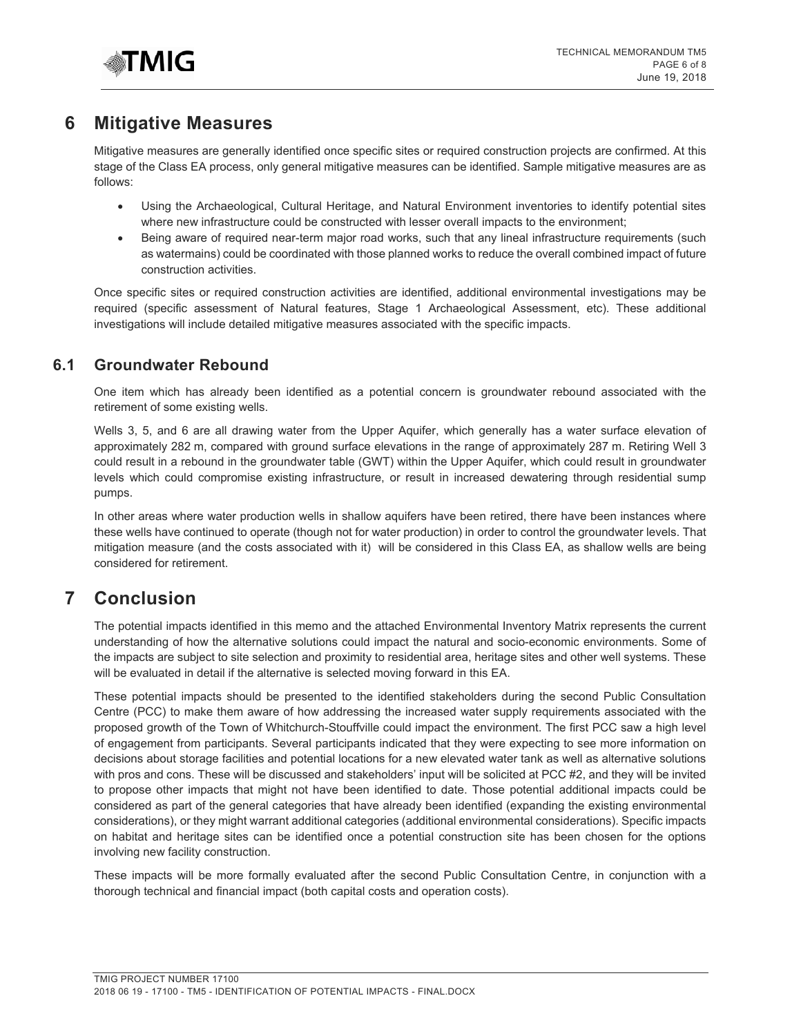# 6 Mitigative Measures

Mitigative measures are generally identified once specific sites or required construction projects are confirmed. At this stage of the Class EA process, only general mitigative measures can be identified. Sample mitigative measures are as follows:

- Using the Archaeological, Cultural Heritage, and Natural Environment inventories to identify potential sites where new infrastructure could be constructed with lesser overall impacts to the environment;
- Being aware of required near-term major road works, such that any lineal infrastructure requirements (such as watermains) could be coordinated with those planned works to reduce the overall combined impact of future construction activities.

Once specific sites or required construction activities are identified, additional environmental investigations may be required (specific assessment of Natural features, Stage 1 Archaeological Assessment, etc). These additional investigations will include detailed mitigative measures associated with the specific impacts.

## 6.1 Groundwater Rebound

One item which has already been identified as a potential concern is groundwater rebound associated with the retirement of some existing wells.

Wells 3, 5, and 6 are all drawing water from the Upper Aquifer, which generally has a water surface elevation of approximately 282 m, compared with ground surface elevations in the range of approximately 287 m. Retiring Well 3 could result in a rebound in the groundwater table (GWT) within the Upper Aquifer, which could result in groundwater levels which could compromise existing infrastructure, or result in increased dewatering through residential sump pumps.

In other areas where water production wells in shallow aquifers have been retired, there have been instances where these wells have continued to operate (though not for water production) in order to control the groundwater levels. That mitigation measure (and the costs associated with it) will be considered in this Class EA, as shallow wells are being considered for retirement.

# 7 Conclusion

The potential impacts identified in this memo and the attached Environmental Inventory Matrix represents the current understanding of how the alternative solutions could impact the natural and socio-economic environments. Some of the impacts are subject to site selection and proximity to residential area, heritage sites and other well systems. These will be evaluated in detail if the alternative is selected moving forward in this EA.

These potential impacts should be presented to the identified stakeholders during the second Public Consultation Centre (PCC) to make them aware of how addressing the increased water supply requirements associated with the proposed growth of the Town of Whitchurch-Stouffville could impact the environment. The first PCC saw a high level of engagement from participants. Several participants indicated that they were expecting to see more information on decisions about storage facilities and potential locations for a new elevated water tank as well as alternative solutions with pros and cons. These will be discussed and stakeholders' input will be solicited at PCC #2, and they will be invited to propose other impacts that might not have been identified to date. Those potential additional impacts could be considered as part of the general categories that have already been identified (expanding the existing environmental considerations), or they might warrant additional categories (additional environmental considerations). Specific impacts on habitat and heritage sites can be identified once a potential construction site has been chosen for the options involving new facility construction.

These impacts will be more formally evaluated after the second Public Consultation Centre, in conjunction with a thorough technical and financial impact (both capital costs and operation costs).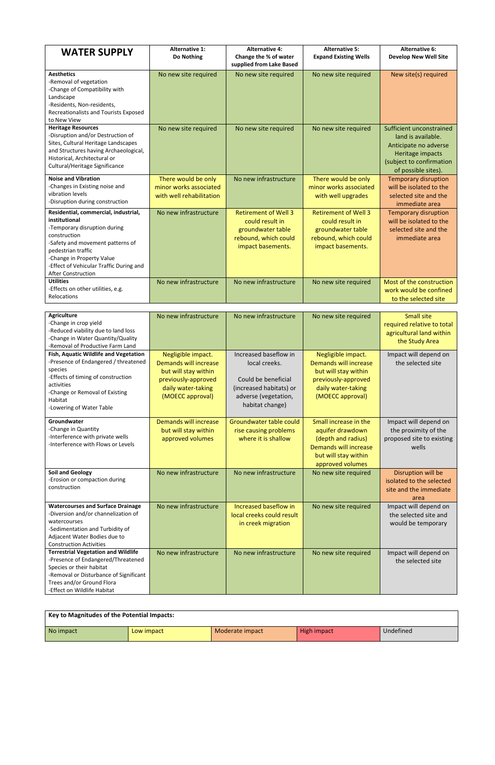| WATER SUPPLY | Alternative 1: Do Nothing | Alternative 4: Change the % of water supplied from Lake Based | Alternative 5: Expand Existing Wells | Alternative 6: Develop New Well Site |
|---|---|---|---|---|
| **Aesthetics**<br>-Removal of vegetation<br>-Change of Compatibility with Landscape<br>-Residents, Non-residents, Recreationalists and Tourists Exposed to New View | No new site required | No new site required | No new site required | New site(s) required |
| **Heritage Resources**<br>-Disruption and/or Destruction of Sites, Cultural Heritage Landscapes and Structures having Archaeological, Historical, Architectural or Cultural/Heritage Significance | No new site required | No new site required | No new site required | Sufficient unconstrained land is available. Anticipate no adverse Heritage impacts (subject to confirmation of possible sites). |
| **Noise and Vibration**<br>-Changes in Existing noise and vibration levels<br>-Disruption during construction | There would be only minor works associated with well rehabilitation | No new infrastructure | There would be only minor works associated with well upgrades | Temporary disruption will be isolated to the selected site and the immediate area |
| **Residential, commercial, industrial, institutional**<br>-Temporary disruption during construction<br>-Safety and movement patterns of pedestrian traffic<br>-Change in Property Value<br>-Effect of Vehicular Traffic During and After Construction | No new infrastructure | Retirement of Well 3 could result in groundwater table rebound, which could impact basements. | Retirement of Well 3 could result in groundwater table rebound, which could impact basements. | Temporary disruption will be isolated to the selected site and the immediate area |
| **Utilities**<br>-Effects on other utilities, e.g. Relocations | No new infrastructure | No new infrastructure | No new site required | Most of the construction work would be confined to the selected site |
| **Agriculture**<br>-Change in crop yield<br>-Reduced viability due to land loss<br>-Change in Water Quantity/Quality<br>-Removal of Productive Farm Land | No new infrastructure | No new infrastructure | No new site required | Small site required relative to total agricultural land within the Study Area |
| **Fish, Aquatic Wildlife and Vegetation**<br>-Presence of Endangered / threatened species<br>-Effects of timing of construction activities<br>-Change or Removal of Existing Habitat<br>-Lowering of Water Table | Negligible impact. Demands will increase but will stay within previously-approved daily water-taking (MOECC approval) | Increased baseflow in local creeks.<br><br>Could be beneficial (increased habitats) or adverse (vegetation, habitat change) | Negligible impact. Demands will increase but will stay within previously-approved daily water-taking (MOECC approval) | Impact will depend on the selected site |
| **Groundwater**<br>-Change in Quantity<br>-Interference with private wells<br>-Interference with Flows or Levels | Demands will increase but will stay within approved volumes | Groundwater table could rise causing problems where it is shallow | Small increase in the aquifer drawdown (depth and radius) Demands will increase but will stay within approved volumes | Impact will depend on the proximity of the proposed site to existing wells |
| **Soil and Geology**<br>-Erosion or compaction during construction | No new infrastructure | No new infrastructure | No new site required | Disruption will be isolated to the selected site and the immediate area |
| **Watercourses and Surface Drainage**<br>-Diversion and/or channelization of watercourses<br>-Sedimentation and Turbidity of Adjacent Water Bodies due to Construction Activities | No new infrastructure | Increased baseflow in local creeks could result in creek migration | No new site required | Impact will depend on the selected site and would be temporary |
| **Terrestrial Vegetation and Wildlife**<br>-Presence of Endangered/Threatened Species or their habitat<br>-Removal or Disturbance of Significant Trees and/or Ground Flora<br>-Effect on Wildlife Habitat | No new infrastructure | No new infrastructure | No new site required | Impact will depend on the selected site |

| Key to Magnitudes of the Potential Impacts: | | | | |
|---|---|---|---|---|
| No impact | Low impact | Moderate impact | High impact | Undefined |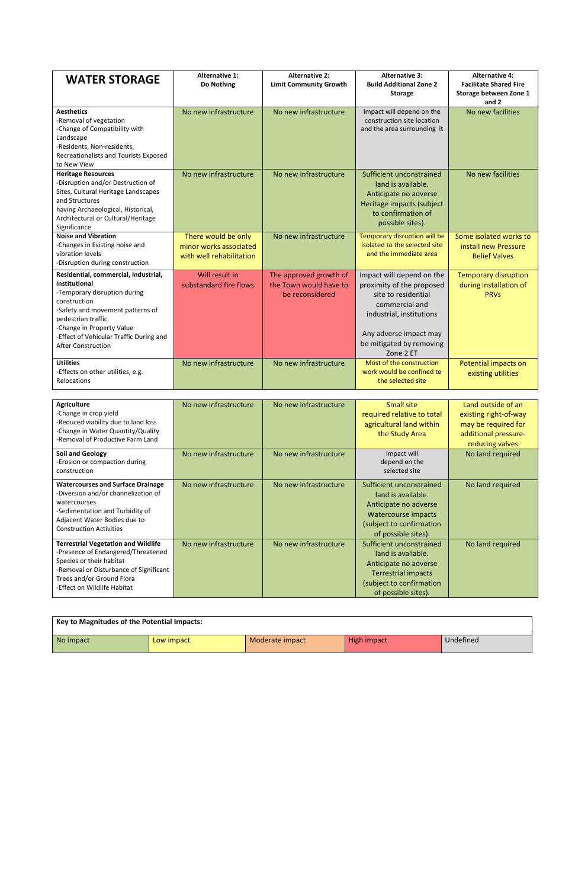| WATER STORAGE | Alternative 1: Do Nothing | Alternative 2: Limit Community Growth | Alternative 3: Build Additional Zone 2 Storage | Alternative 4: Facilitate Shared Fire Storage between Zone 1 and 2 |
|---|---|---|---|---|
| **Aesthetics**<br>-Removal of vegetation<br>-Change of Compatibility with Landscape<br>-Residents, Non-residents, Recreationalists and Tourists Exposed to New View | No new infrastructure | No new infrastructure | Impact will depend on the construction site location and the area surrounding it | No new facilities |
| **Heritage Resources**<br>-Disruption and/or Destruction of Sites, Cultural Heritage Landscapes and Structures having Archaeological, Historical, Architectural or Cultural/Heritage Significance | No new infrastructure | No new infrastructure | Sufficient unconstrained land is available. Anticipate no adverse Heritage impacts (subject to confirmation of possible sites). | No new facilities |
| **Noise and Vibration**<br>-Changes in Existing noise and vibration levels<br>-Disruption during construction | There would be only minor works associated with well rehabilitation | No new infrastructure | Temporary disruption will be isolated to the selected site and the immediate area | Some isolated works to install new Pressure Relief Valves |
| **Residential, commercial, industrial, institutional**<br>-Temporary disruption during construction<br>-Safety and movement patterns of pedestrian traffic<br>-Change in Property Value<br>-Effect of Vehicular Traffic During and After Construction | Will result in substandard fire flows | The approved growth of the Town would have to be reconsidered | Impact will depend on the proximity of the proposed site to residential commercial and industrial, institutions<br><br>Any adverse impact may be mitigated by removing Zone 2 ET | Temporary disruption during installation of PRVs |
| **Utilities**<br>-Effects on other utilities, e.g. Relocations | No new infrastructure | No new infrastructure | Most of the construction work would be confined to the selected site | Potential impacts on existing utilities |
| **Agriculture**<br>-Change in crop yield<br>-Reduced viability due to land loss<br>-Change in Water Quantity/Quality<br>-Removal of Productive Farm Land | No new infrastructure | No new infrastructure | Small site required relative to total agricultural land within the Study Area | Land outside of an existing right-of-way may be required for additional pressure-reducing valves |
| **Soil and Geology**<br>-Erosion or compaction during construction | No new infrastructure | No new infrastructure | Impact will depend on the selected site | No land required |
| **Watercourses and Surface Drainage**<br>-Diversion and/or channelization of watercourses<br>-Sedimentation and Turbidity of Adjacent Water Bodies due to Construction Activities | No new infrastructure | No new infrastructure | Sufficient unconstrained land is available. Anticipate no adverse Watercourse impacts (subject to confirmation of possible sites). | No land required |
| **Terrestrial Vegetation and Wildlife**<br>-Presence of Endangered/Threatened Species or their habitat<br>-Removal or Disturbance of Significant Trees and/or Ground Flora<br>-Effect on Wildlife Habitat | No new infrastructure | No new infrastructure | Sufficient unconstrained land is available. Anticipate no adverse Terrestrial impacts (subject to confirmation of possible sites). | No land required |

| Key to Magnitudes of the Potential Impacts: | | | | |
|---|---|---|---|---|
| No impact | Low impact | Moderate impact | High impact | Undefined |